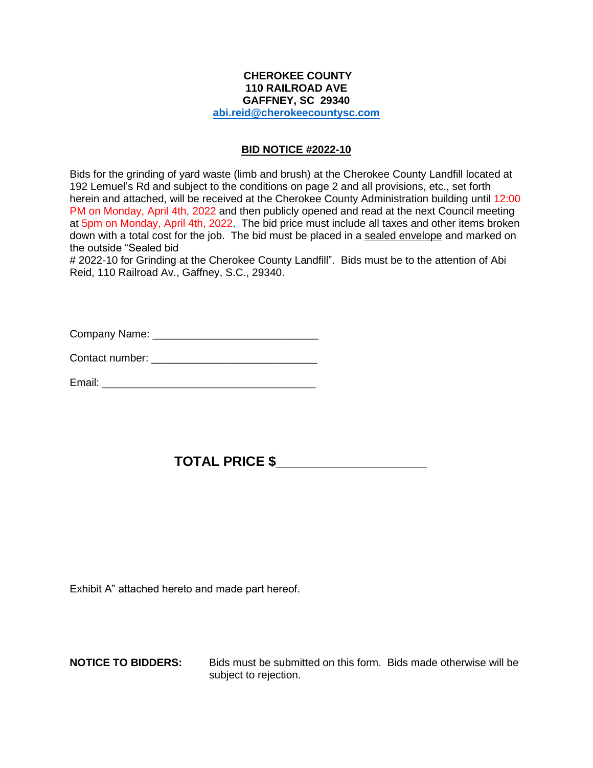**CHEROKEE COUNTY**
**110 RAILROAD AVE**
**GAFFNEY, SC 29340**
**abi.reid@cherokeecountysc.com**

## BID NOTICE #2022-10

Bids for the grinding of yard waste (limb and brush) at the Cherokee County Landfill located at 192 Lemuel's Rd and subject to the conditions on page 2 and all provisions, etc., set forth herein and attached, will be received at the Cherokee County Administration building until 12:00 PM on Monday, April 4th, 2022 and then publicly opened and read at the next Council meeting at 5pm on Monday, April 4th, 2022. The bid price must include all taxes and other items broken down with a total cost for the job. The bid must be placed in a sealed envelope and marked on the outside "Sealed bid
# 2022-10 for Grinding at the Cherokee County Landfill". Bids must be to the attention of Abi Reid, 110 Railroad Av., Gaffney, S.C., 29340.

Company Name: ___________________________

Contact number: ___________________________

Email: ___________________________________

**TOTAL PRICE $____________________**

Exhibit A" attached hereto and made part hereof.

**NOTICE TO BIDDERS:** Bids must be submitted on this form. Bids made otherwise will be subject to rejection.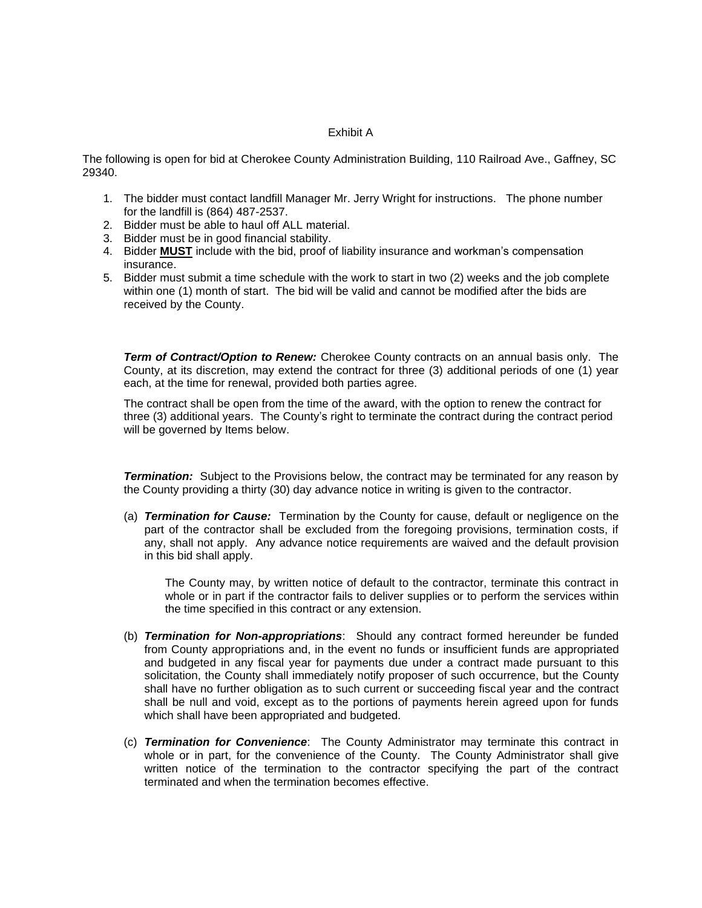Exhibit A

The following is open for bid at Cherokee County Administration Building, 110 Railroad Ave., Gaffney, SC 29340.

1. The bidder must contact landfill Manager Mr. Jerry Wright for instructions. The phone number for the landfill is (864) 487-2537.
2. Bidder must be able to haul off ALL material.
3. Bidder must be in good financial stability.
4. Bidder **<u>MUST</u>** include with the bid, proof of liability insurance and workman's compensation insurance.
5. Bidder must submit a time schedule with the work to start in two (2) weeks and the job complete within one (1) month of start. The bid will be valid and cannot be modified after the bids are received by the County.

***Term of Contract/Option to Renew:*** Cherokee County contracts on an annual basis only. The County, at its discretion, may extend the contract for three (3) additional periods of one (1) year each, at the time for renewal, provided both parties agree.

The contract shall be open from the time of the award, with the option to renew the contract for three (3) additional years. The County's right to terminate the contract during the contract period will be governed by Items below.

***Termination:*** Subject to the Provisions below, the contract may be terminated for any reason by the County providing a thirty (30) day advance notice in writing is given to the contractor.

(a) ***Termination for Cause:*** Termination by the County for cause, default or negligence on the part of the contractor shall be excluded from the foregoing provisions, termination costs, if any, shall not apply. Any advance notice requirements are waived and the default provision in this bid shall apply.

    The County may, by written notice of default to the contractor, terminate this contract in whole or in part if the contractor fails to deliver supplies or to perform the services within the time specified in this contract or any extension.

(b) ***Termination for Non-appropriations***: Should any contract formed hereunder be funded from County appropriations and, in the event no funds or insufficient funds are appropriated and budgeted in any fiscal year for payments due under a contract made pursuant to this solicitation, the County shall immediately notify proposer of such occurrence, but the County shall have no further obligation as to such current or succeeding fiscal year and the contract shall be null and void, except as to the portions of payments herein agreed upon for funds which shall have been appropriated and budgeted.

(c) ***Termination for Convenience***: The County Administrator may terminate this contract in whole or in part, for the convenience of the County. The County Administrator shall give written notice of the termination to the contractor specifying the part of the contract terminated and when the termination becomes effective.